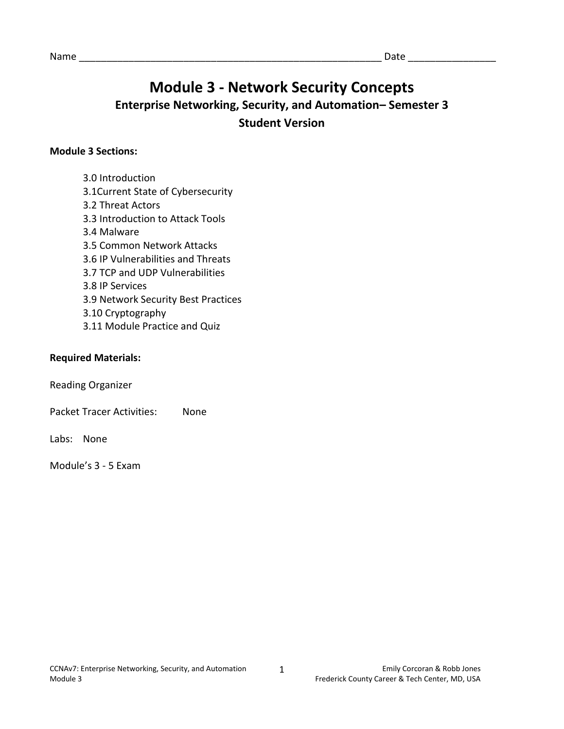Name ________________________________________________________ Date _______________

# Module 3 - Network Security Concepts

## Enterprise Networking, Security, and Automation– Semester 3

## Student Version

**Module 3 Sections:**

- 3.0 Introduction
- 3.1Current State of Cybersecurity
- 3.2 Threat Actors
- 3.3 Introduction to Attack Tools
- 3.4 Malware
- 3.5 Common Network Attacks
- 3.6 IP Vulnerabilities and Threats
- 3.7 TCP and UDP Vulnerabilities
- 3.8 IP Services
- 3.9 Network Security Best Practices
- 3.10 Cryptography
- 3.11 Module Practice and Quiz

**Required Materials:**

Reading Organizer

Packet Tracer Activities: None

Labs: None

Module's 3 - 5 Exam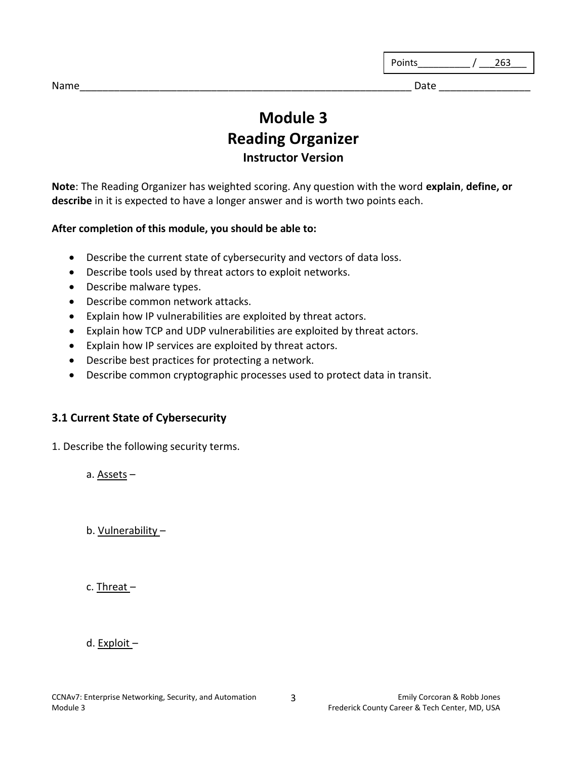Points__________ / ___263___

Name___________________________________________________________ Date ________________

# Module 3
# Reading Organizer
### Instructor Version

**Note**: The Reading Organizer has weighted scoring. Any question with the word **explain**, **define, or describe** in it is expected to have a longer answer and is worth two points each.

**After completion of this module, you should be able to:**

- Describe the current state of cybersecurity and vectors of data loss.
- Describe tools used by threat actors to exploit networks.
- Describe malware types.
- Describe common network attacks.
- Explain how IP vulnerabilities are exploited by threat actors.
- Explain how TCP and UDP vulnerabilities are exploited by threat actors.
- Explain how IP services are exploited by threat actors.
- Describe best practices for protecting a network.
- Describe common cryptographic processes used to protect data in transit.

## 3.1 Current State of Cybersecurity

1. Describe the following security terms.

a. Assets –

b. Vulnerability –

c. Threat –

d. Exploit –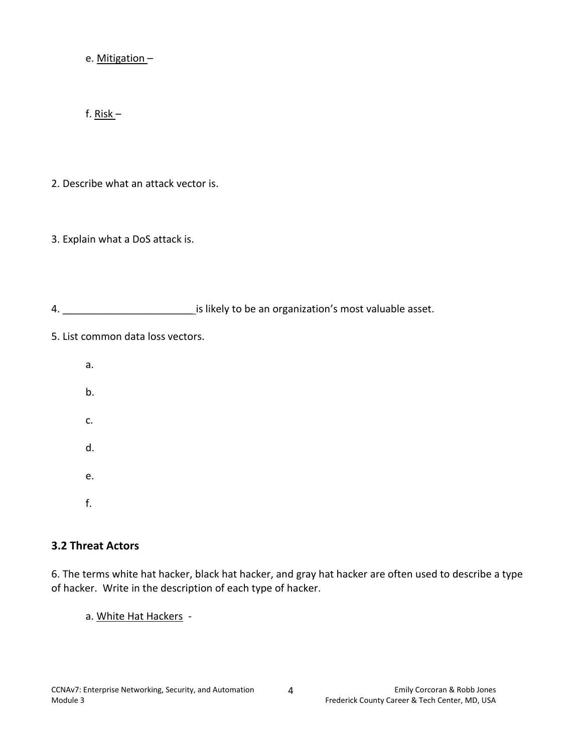e. Mitigation –

f. Risk –

2. Describe what an attack vector is.

3. Explain what a DoS attack is.

4. _______________________ is likely to be an organization's most valuable asset.

5. List common data loss vectors.

   a.

   b.

   c.

   d.

   e.

   f.

### 3.2 Threat Actors

6. The terms white hat hacker, black hat hacker, and gray hat hacker are often used to describe a type of hacker. Write in the description of each type of hacker.

   a. White Hat Hackers -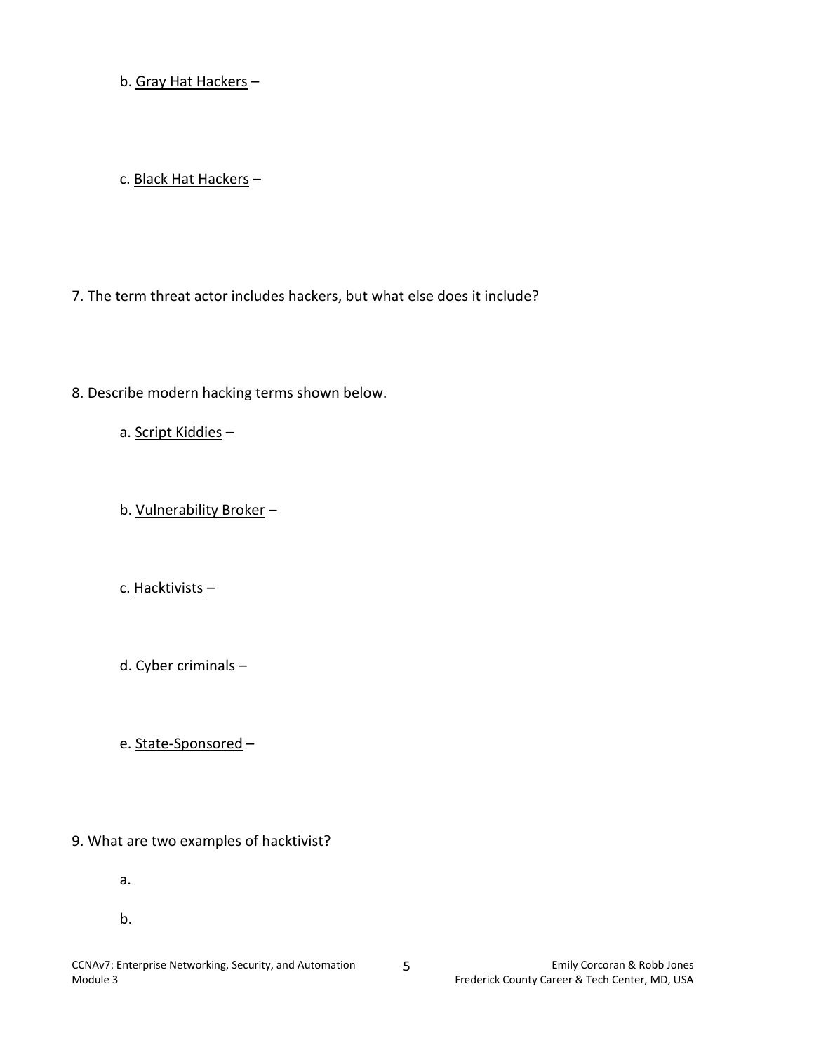b. <u>Gray Hat Hackers</u> –

c. <u>Black Hat Hackers</u> –

7. The term threat actor includes hackers, but what else does it include?

8. Describe modern hacking terms shown below.

a. <u>Script Kiddies</u> –

b. <u>Vulnerability Broker</u> –

c. <u>Hacktivists</u> –

d. <u>Cyber criminals</u> –

e. <u>State-Sponsored</u> –

9. What are two examples of hacktivist?

a.

b.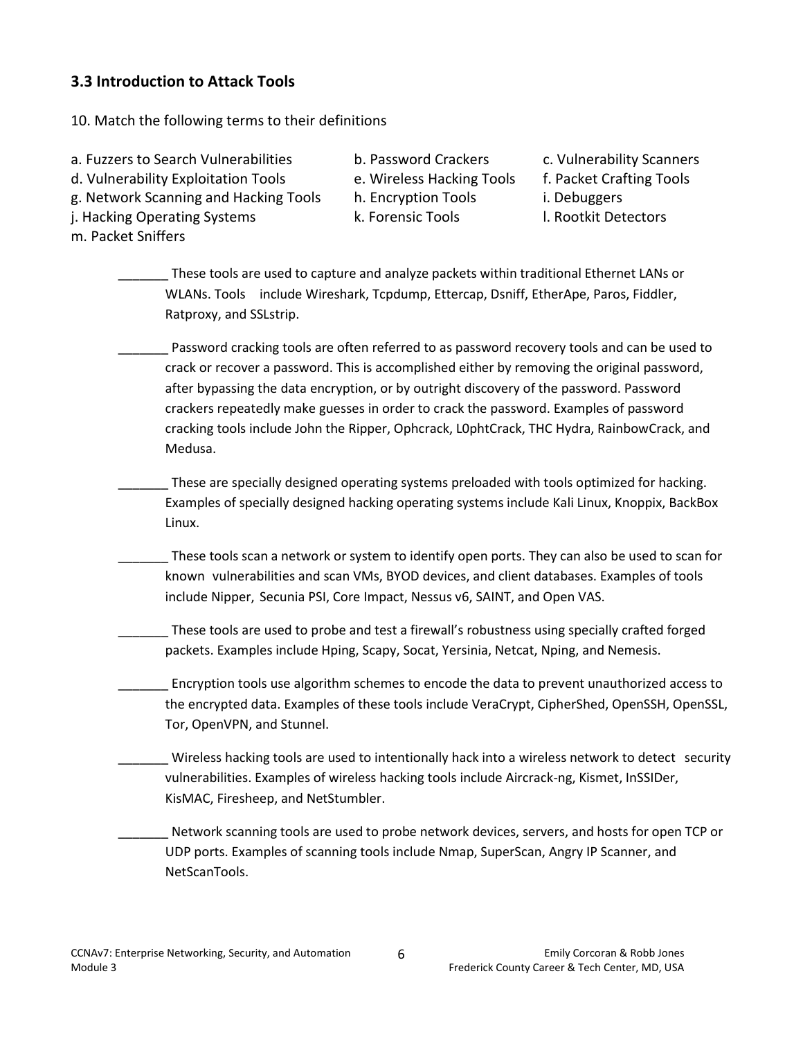### 3.3 Introduction to Attack Tools

10. Match the following terms to their definitions

a. Fuzzers to Search Vulnerabilities
b. Password Crackers
c. Vulnerability Scanners
d. Vulnerability Exploitation Tools
e. Wireless Hacking Tools
f. Packet Crafting Tools
g. Network Scanning and Hacking Tools
h. Encryption Tools
i. Debuggers
j. Hacking Operating Systems
k. Forensic Tools
l. Rootkit Detectors
m. Packet Sniffers

_______ These tools are used to capture and analyze packets within traditional Ethernet LANs or WLANs. Tools include Wireshark, Tcpdump, Ettercap, Dsniff, EtherApe, Paros, Fiddler, Ratproxy, and SSLstrip.

_______ Password cracking tools are often referred to as password recovery tools and can be used to crack or recover a password. This is accomplished either by removing the original password, after bypassing the data encryption, or by outright discovery of the password. Password crackers repeatedly make guesses in order to crack the password. Examples of password cracking tools include John the Ripper, Ophcrack, L0phtCrack, THC Hydra, RainbowCrack, and Medusa.

_______ These are specially designed operating systems preloaded with tools optimized for hacking. Examples of specially designed hacking operating systems include Kali Linux, Knoppix, BackBox Linux.

_______ These tools scan a network or system to identify open ports. They can also be used to scan for known vulnerabilities and scan VMs, BYOD devices, and client databases. Examples of tools include Nipper, Secunia PSI, Core Impact, Nessus v6, SAINT, and Open VAS.

_______ These tools are used to probe and test a firewall's robustness using specially crafted forged packets. Examples include Hping, Scapy, Socat, Yersinia, Netcat, Nping, and Nemesis.

_______ Encryption tools use algorithm schemes to encode the data to prevent unauthorized access to the encrypted data. Examples of these tools include VeraCrypt, CipherShed, OpenSSH, OpenSSL, Tor, OpenVPN, and Stunnel.

_______ Wireless hacking tools are used to intentionally hack into a wireless network to detect security vulnerabilities. Examples of wireless hacking tools include Aircrack-ng, Kismet, InSSIDer, KisMAC, Firesheep, and NetStumbler.

_______ Network scanning tools are used to probe network devices, servers, and hosts for open TCP or UDP ports. Examples of scanning tools include Nmap, SuperScan, Angry IP Scanner, and NetScanTools.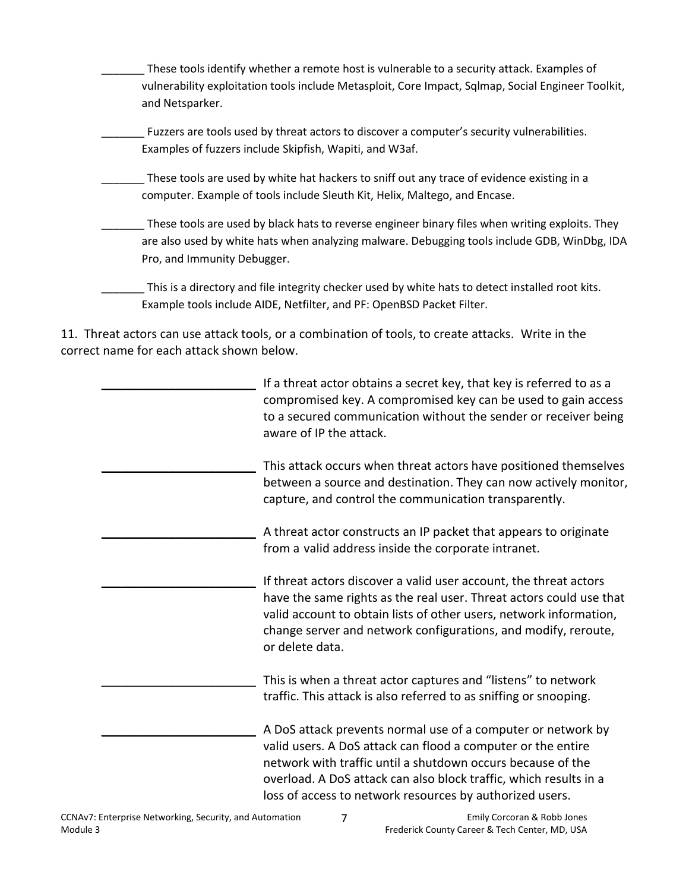_______ These tools identify whether a remote host is vulnerable to a security attack. Examples of vulnerability exploitation tools include Metasploit, Core Impact, Sqlmap, Social Engineer Toolkit, and Netsparker.

_______ Fuzzers are tools used by threat actors to discover a computer's security vulnerabilities. Examples of fuzzers include Skipfish, Wapiti, and W3af.

_______ These tools are used by white hat hackers to sniff out any trace of evidence existing in a computer. Example of tools include Sleuth Kit, Helix, Maltego, and Encase.

_______ These tools are used by black hats to reverse engineer binary files when writing exploits. They are also used by white hats when analyzing malware. Debugging tools include GDB, WinDbg, IDA Pro, and Immunity Debugger.

_______ This is a directory and file integrity checker used by white hats to detect installed root kits. Example tools include AIDE, Netfilter, and PF: OpenBSD Packet Filter.

11. Threat actors can use attack tools, or a combination of tools, to create attacks. Write in the correct name for each attack shown below.

_______________________ If a threat actor obtains a secret key, that key is referred to as a compromised key. A compromised key can be used to gain access to a secured communication without the sender or receiver being aware of IP the attack.

_______________________ This attack occurs when threat actors have positioned themselves between a source and destination. They can now actively monitor, capture, and control the communication transparently.

_______________________ A threat actor constructs an IP packet that appears to originate from a valid address inside the corporate intranet.

_______________________ If threat actors discover a valid user account, the threat actors have the same rights as the real user. Threat actors could use that valid account to obtain lists of other users, network information, change server and network configurations, and modify, reroute, or delete data.

_______________________ This is when a threat actor captures and "listens" to network traffic. This attack is also referred to as sniffing or snooping.

_______________________ A DoS attack prevents normal use of a computer or network by valid users. A DoS attack can flood a computer or the entire network with traffic until a shutdown occurs because of the overload. A DoS attack can also block traffic, which results in a loss of access to network resources by authorized users.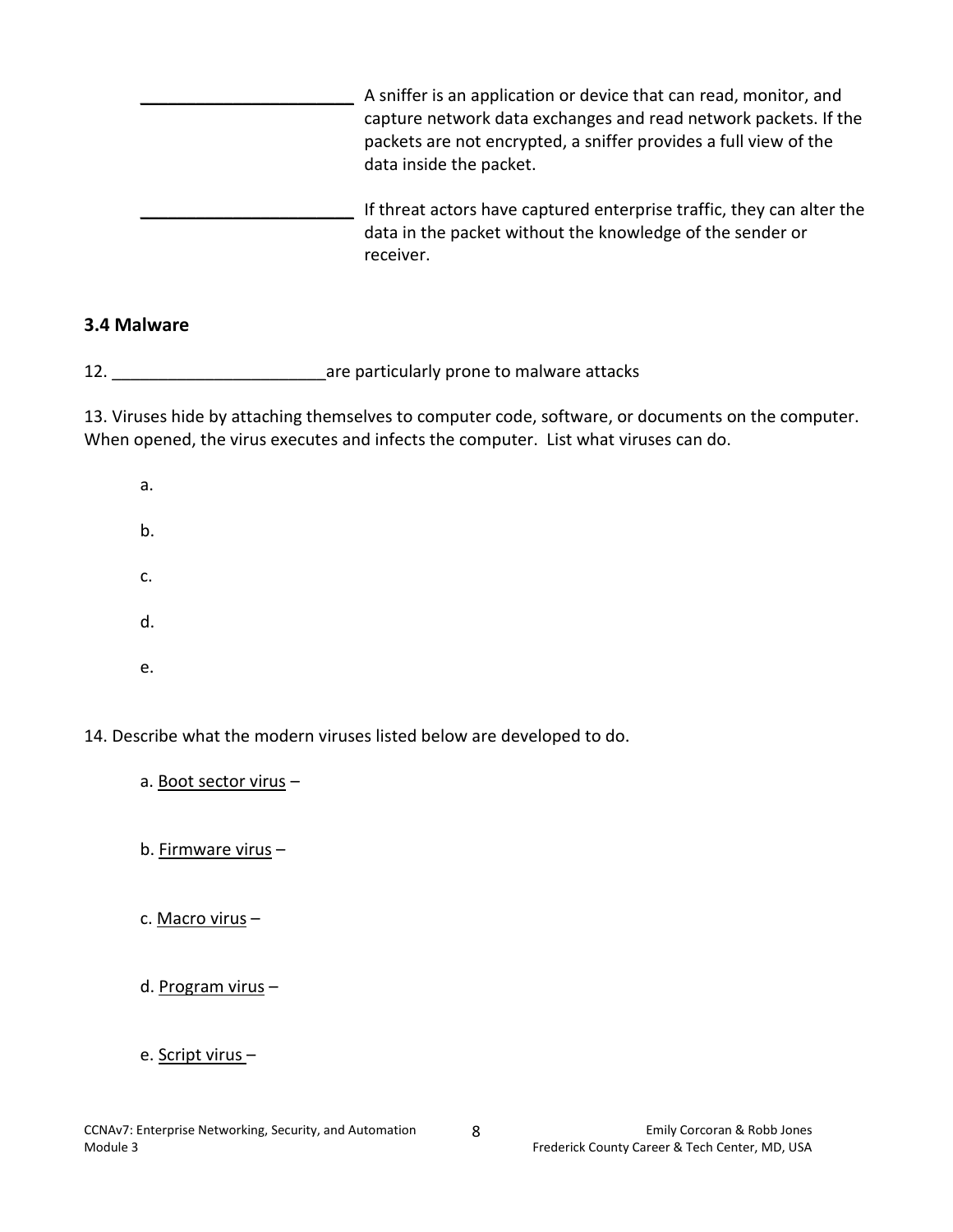_______________________ A sniffer is an application or device that can read, monitor, and capture network data exchanges and read network packets. If the packets are not encrypted, a sniffer provides a full view of the data inside the packet.

_______________________ If threat actors have captured enterprise traffic, they can alter the data in the packet without the knowledge of the sender or receiver.

### 3.4 Malware

12. _______________________are particularly prone to malware attacks

13. Viruses hide by attaching themselves to computer code, software, or documents on the computer. When opened, the virus executes and infects the computer. List what viruses can do.

a.

b.

c.

d.

e.

14. Describe what the modern viruses listed below are developed to do.

a. Boot sector virus –

b. Firmware virus –

c. Macro virus –

d. Program virus –

e. Script virus –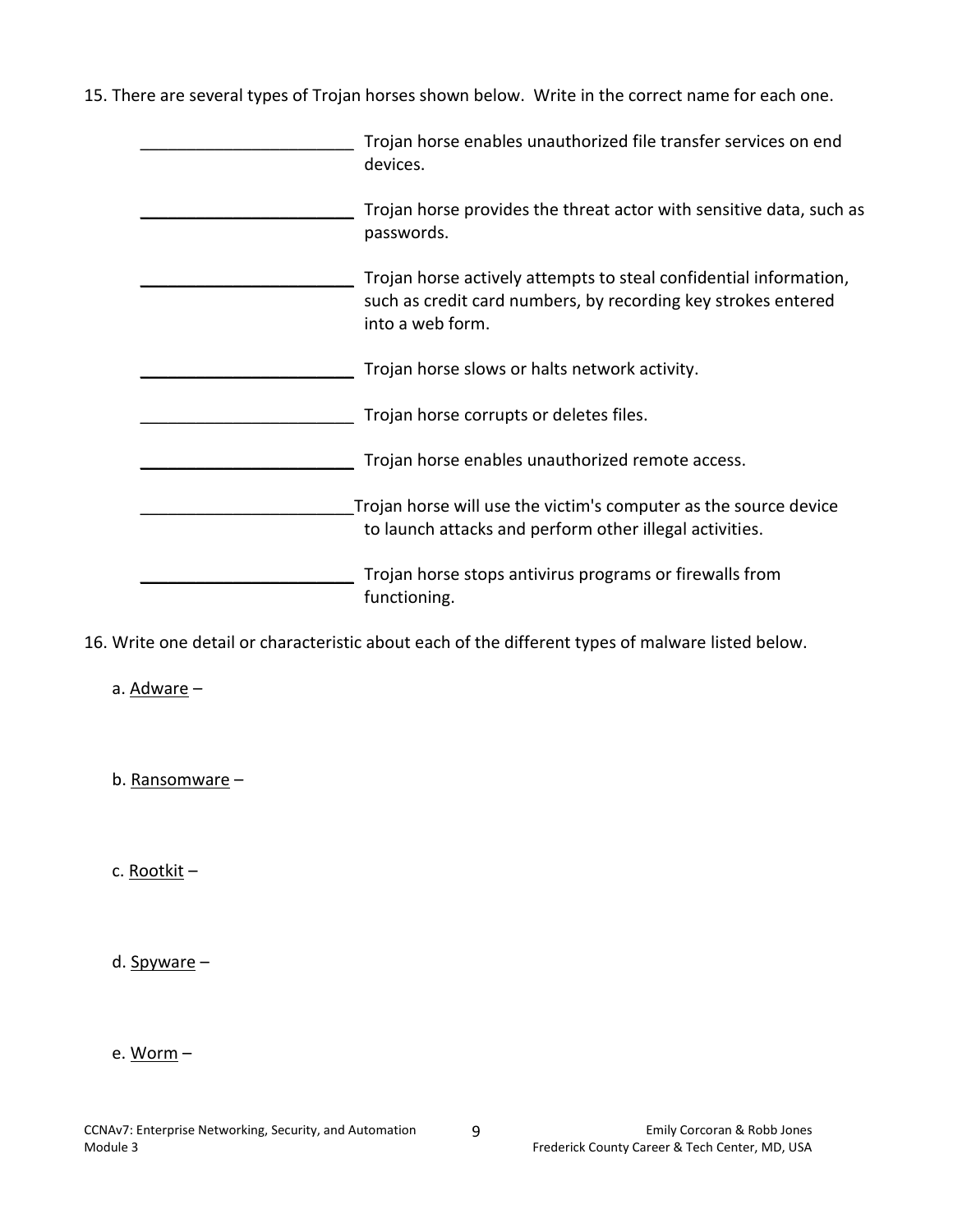15. There are several types of Trojan horses shown below. Write in the correct name for each one.

_______________________ Trojan horse enables unauthorized file transfer services on end devices.

_______________________ Trojan horse provides the threat actor with sensitive data, such as passwords.

_______________________ Trojan horse actively attempts to steal confidential information, such as credit card numbers, by recording key strokes entered into a web form.

_______________________ Trojan horse slows or halts network activity.

_______________________ Trojan horse corrupts or deletes files.

_______________________ Trojan horse enables unauthorized remote access.

_______________________Trojan horse will use the victim's computer as the source device to launch attacks and perform other illegal activities.

_______________________ Trojan horse stops antivirus programs or firewalls from functioning.

16. Write one detail or characteristic about each of the different types of malware listed below.

a. <u>Adware</u> –

b. <u>Ransomware</u> –

c. <u>Rootkit</u> –

d. <u>Spyware</u> –

e. <u>Worm</u> –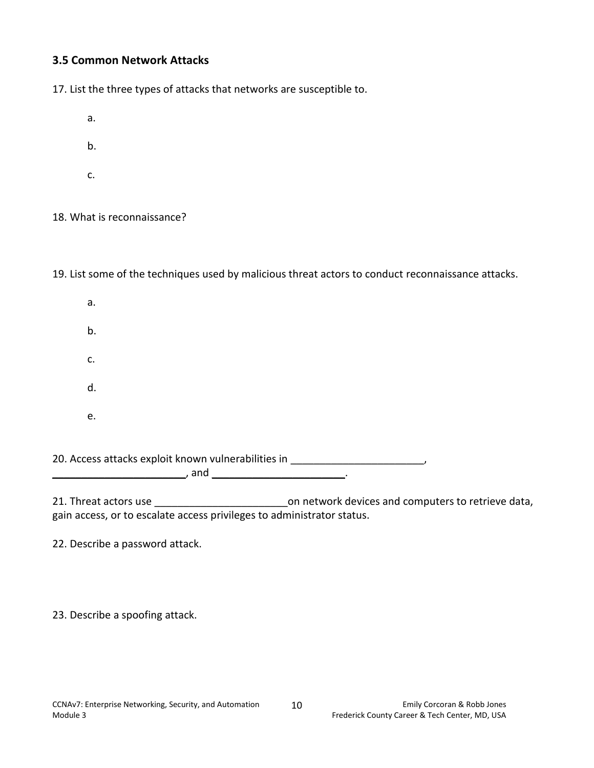### 3.5 Common Network Attacks

17. List the three types of attacks that networks are susceptible to.

a.

b.

c.

18. What is reconnaissance?

19. List some of the techniques used by malicious threat actors to conduct reconnaissance attacks.

a.

b.

c.

d.

e.

20. Access attacks exploit known vulnerabilities in _______________________, _______________________, and _______________________.

21. Threat actors use _______________________on network devices and computers to retrieve data, gain access, or to escalate access privileges to administrator status.

22. Describe a password attack.

23. Describe a spoofing attack.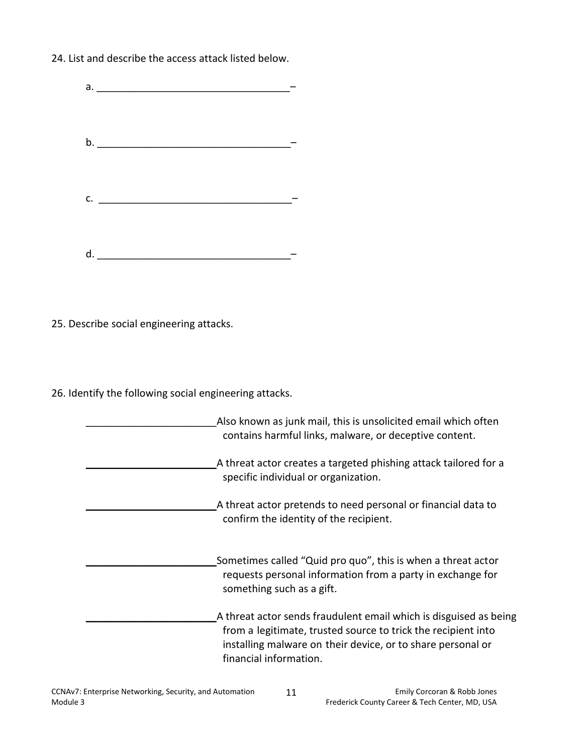24. List and describe the access attack listed below.

a. ___________________________________–

b. ___________________________________–

c. ___________________________________–

d. ___________________________________–

25. Describe social engineering attacks.

26. Identify the following social engineering attacks.

_______________________ Also known as junk mail, this is unsolicited email which often contains harmful links, malware, or deceptive content.

_______________________ A threat actor creates a targeted phishing attack tailored for a specific individual or organization.

_______________________ A threat actor pretends to need personal or financial data to confirm the identity of the recipient.

_______________________ Sometimes called "Quid pro quo", this is when a threat actor requests personal information from a party in exchange for something such as a gift.

_______________________ A threat actor sends fraudulent email which is disguised as being from a legitimate, trusted source to trick the recipient into installing malware on their device, or to share personal or financial information.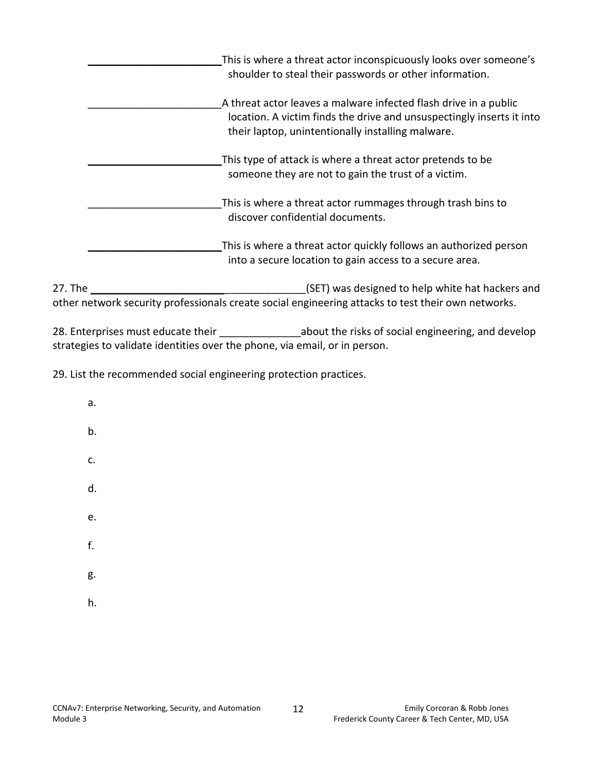_______________________This is where a threat actor inconspicuously looks over someone's shoulder to steal their passwords or other information.

_______________________A threat actor leaves a malware infected flash drive in a public location. A victim finds the drive and unsuspectingly inserts it into their laptop, unintentionally installing malware.

_______________________This type of attack is where a threat actor pretends to be someone they are not to gain the trust of a victim.

_______________________This is where a threat actor rummages through trash bins to discover confidential documents.

_______________________This is where a threat actor quickly follows an authorized person into a secure location to gain access to a secure area.

27. The _____________________________________(SET) was designed to help white hat hackers and other network security professionals create social engineering attacks to test their own networks.

28. Enterprises must educate their ______________about the risks of social engineering, and develop strategies to validate identities over the phone, via email, or in person.

29. List the recommended social engineering protection practices.

a.

b.

c.

d.

e.

f.

g.

h.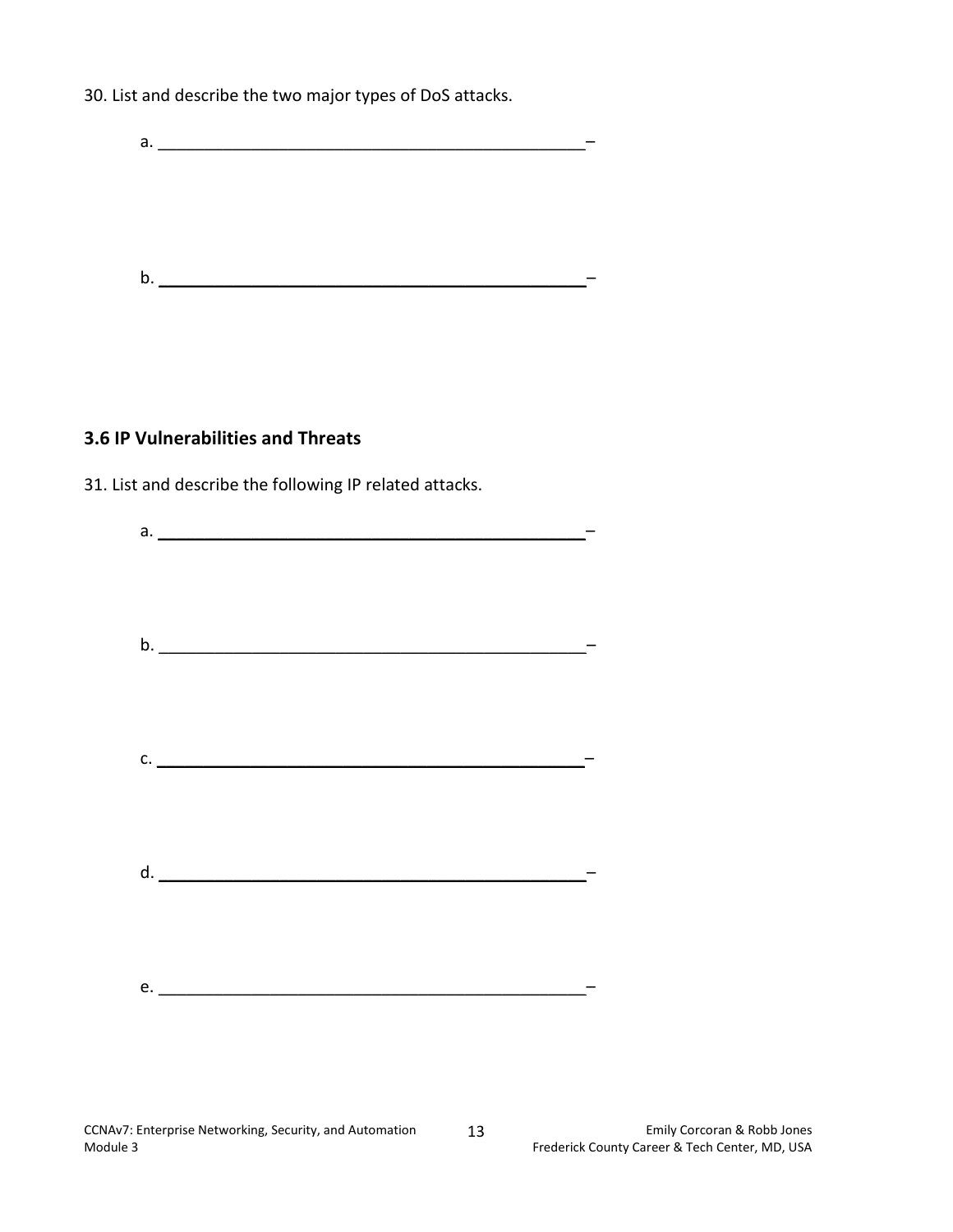30. List and describe the two major types of DoS attacks.

a. ______________________________________________–

b. ______________________________________________–

### 3.6 IP Vulnerabilities and Threats

31. List and describe the following IP related attacks.

a. ______________________________________________–

b. ______________________________________________–

c. ______________________________________________–

d. ______________________________________________–

e. ______________________________________________–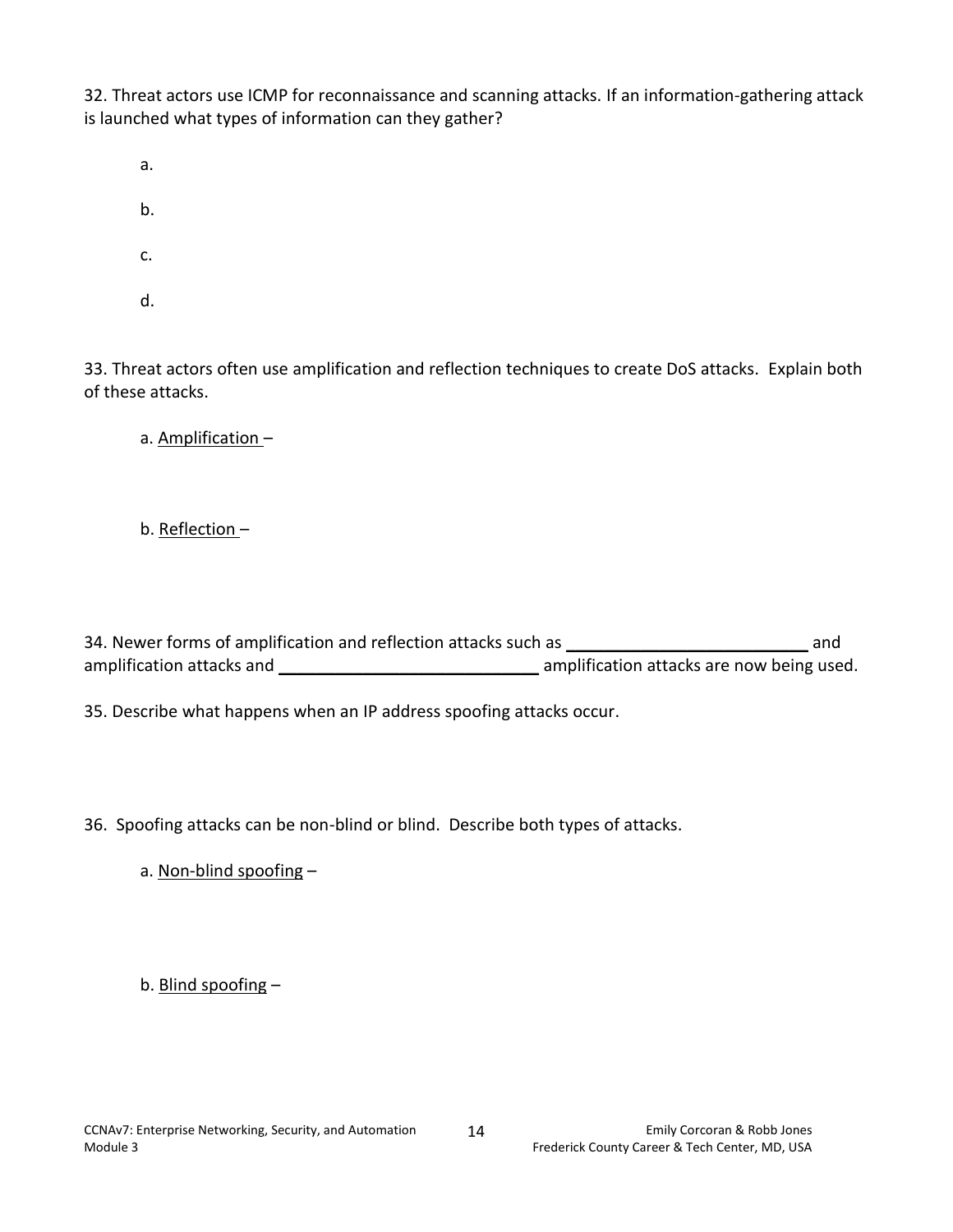32. Threat actors use ICMP for reconnaissance and scanning attacks. If an information-gathering attack is launched what types of information can they gather?

a.

b.

c.

d.

33. Threat actors often use amplification and reflection techniques to create DoS attacks. Explain both of these attacks.

a. Amplification –

b. Reflection –

34. Newer forms of amplification and reflection attacks such as ________________________ and amplification attacks and ___________________________ amplification attacks are now being used.

35. Describe what happens when an IP address spoofing attacks occur.

36. Spoofing attacks can be non-blind or blind. Describe both types of attacks.

a. Non-blind spoofing –

b. Blind spoofing –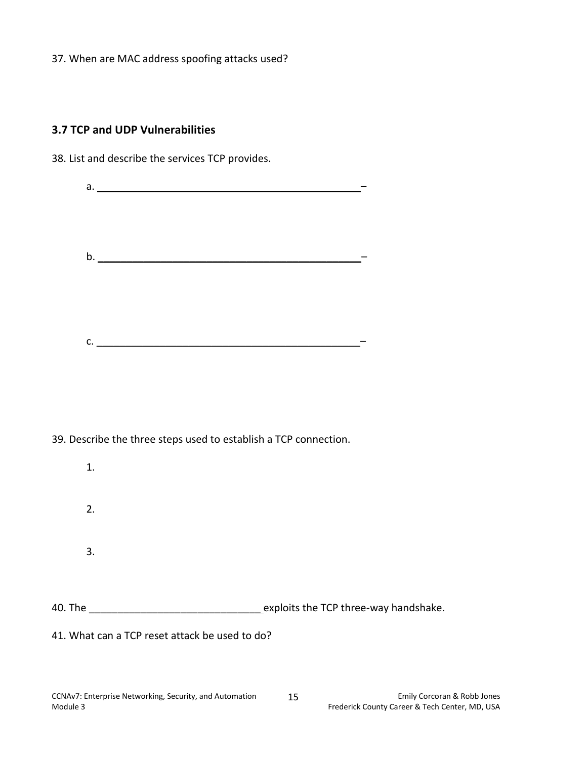37. When are MAC address spoofing attacks used?

### 3.7 TCP and UDP Vulnerabilities

38. List and describe the services TCP provides.

a. ________________________________________________–

b. ________________________________________________–

c. ________________________________________________–

39. Describe the three steps used to establish a TCP connection.

1. 

2. 

3. 

40. The ______________________________exploits the TCP three-way handshake.

41. What can a TCP reset attack be used to do?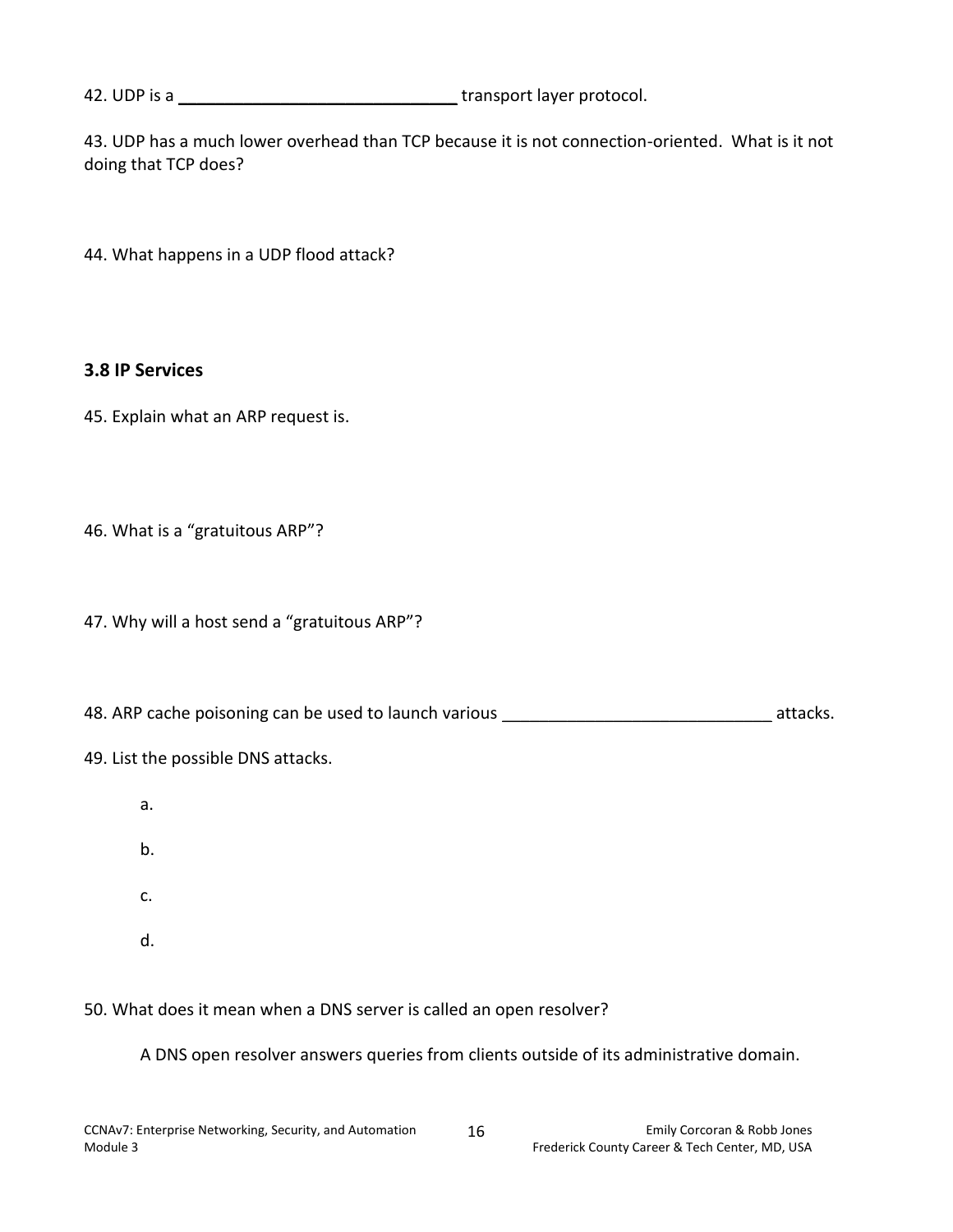42. UDP is a ______________________________ transport layer protocol.

43. UDP has a much lower overhead than TCP because it is not connection-oriented. What is it not doing that TCP does?

44. What happens in a UDP flood attack?

### 3.8 IP Services

45. Explain what an ARP request is.

46. What is a "gratuitous ARP"?

47. Why will a host send a "gratuitous ARP"?

48. ARP cache poisoning can be used to launch various ____________________________ attacks.

49. List the possible DNS attacks.

a.

b.

c.

d.

50. What does it mean when a DNS server is called an open resolver?

A DNS open resolver answers queries from clients outside of its administrative domain.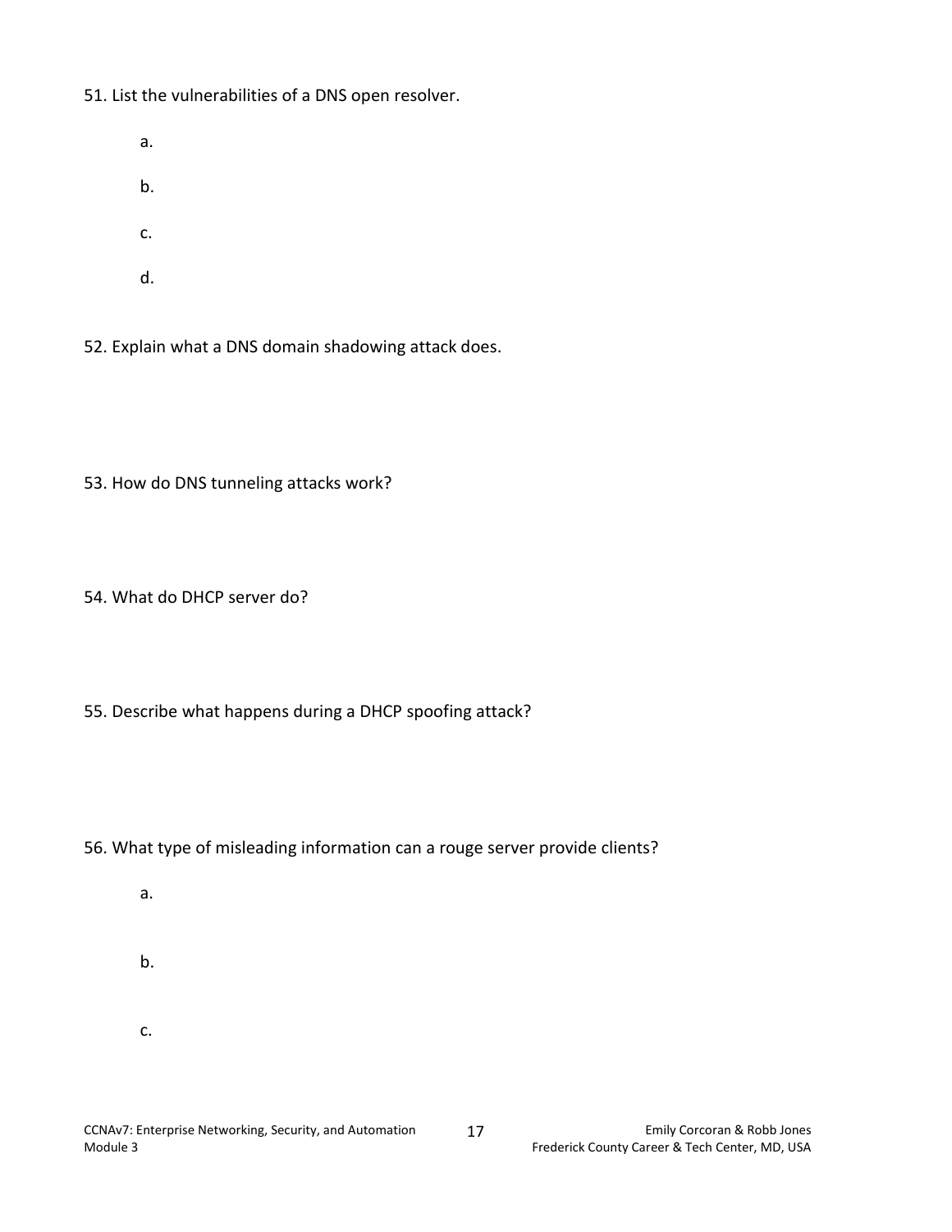51. List the vulnerabilities of a DNS open resolver.

    a.

    b.

    c.

    d.

52. Explain what a DNS domain shadowing attack does.

53. How do DNS tunneling attacks work?

54. What do DHCP server do?

55. Describe what happens during a DHCP spoofing attack?

56. What type of misleading information can a rouge server provide clients?

    a.

    b.

    c.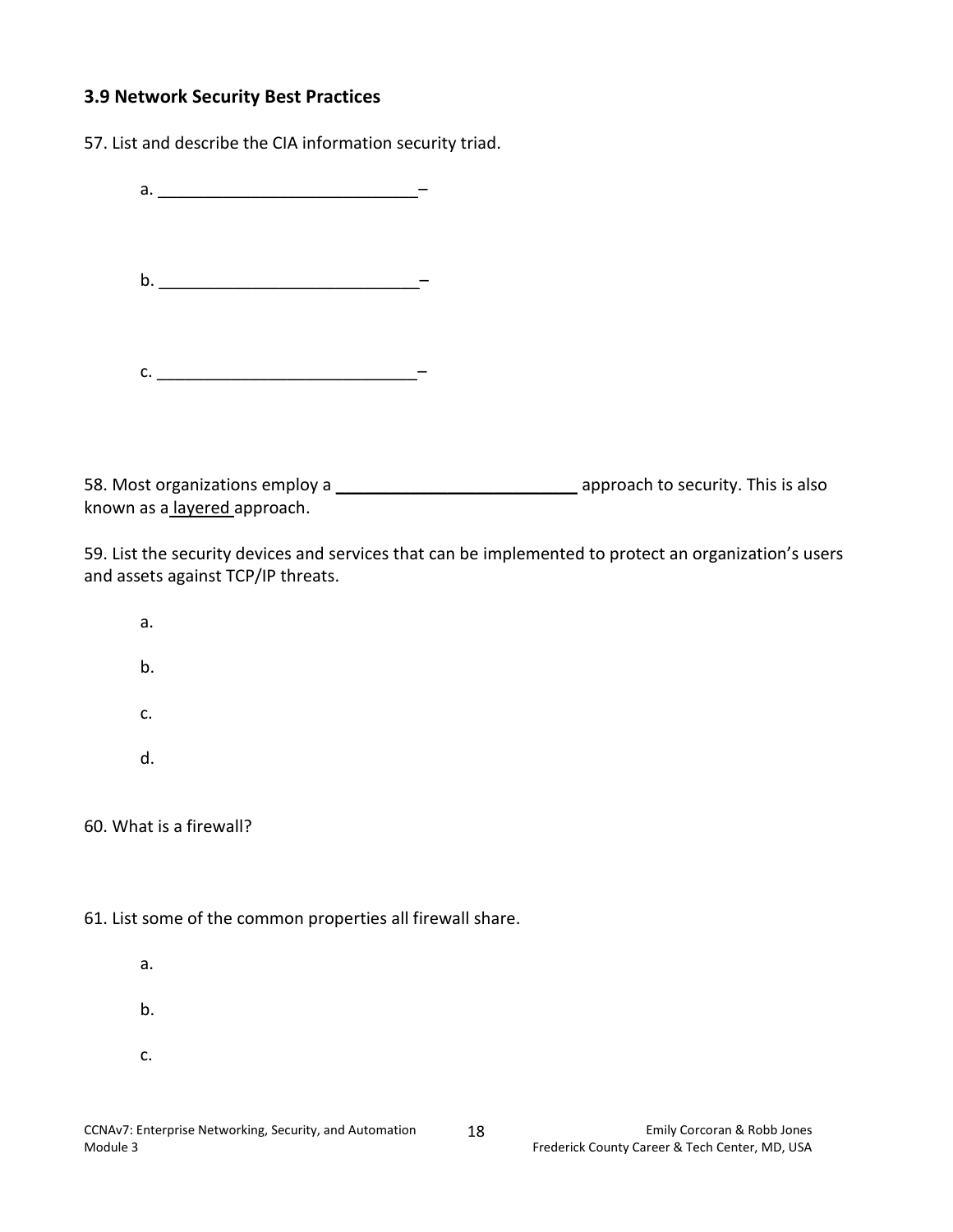### 3.9 Network Security Best Practices

57. List and describe the CIA information security triad.

a. ____________________________–

b. ____________________________–

c. ____________________________–

58. Most organizations employ a **__________________________** approach to security. This is also known as a layered approach.

59. List the security devices and services that can be implemented to protect an organization's users and assets against TCP/IP threats.

a.

b.

c.

d.

60. What is a firewall?

61. List some of the common properties all firewall share.

a.

b.

c.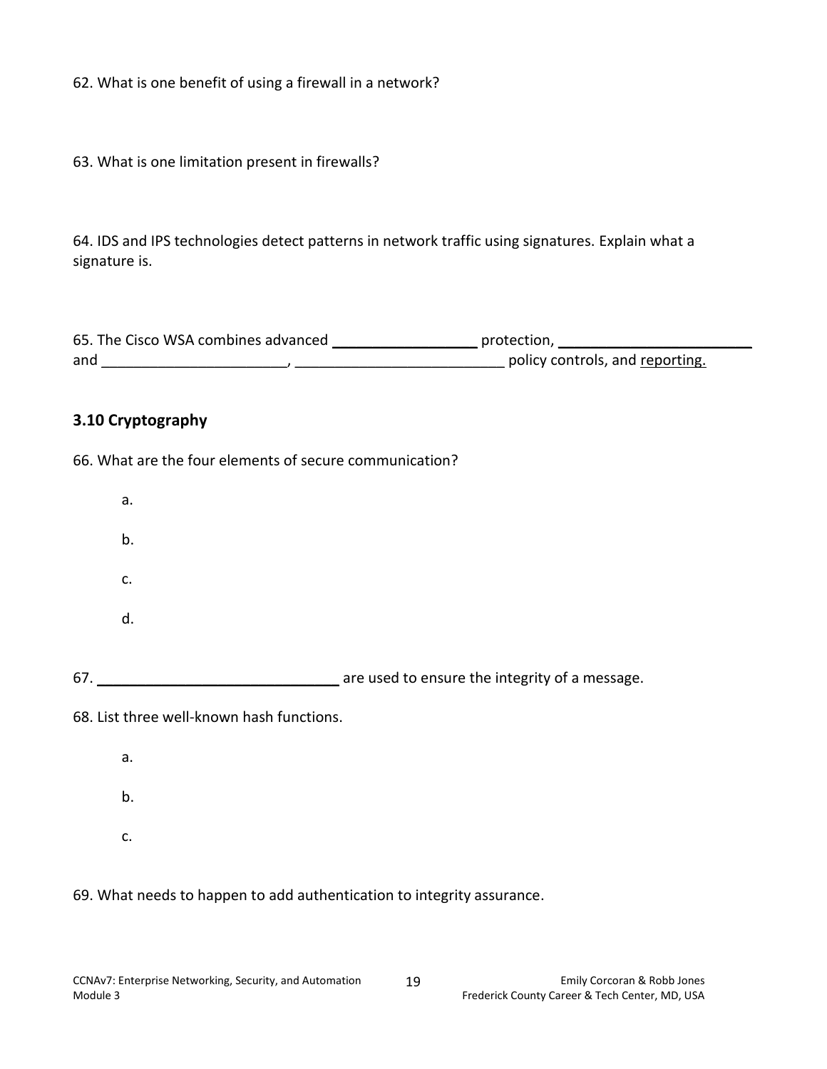62. What is one benefit of using a firewall in a network?

63. What is one limitation present in firewalls?

64. IDS and IPS technologies detect patterns in network traffic using signatures. Explain what a signature is.

65. The Cisco WSA combines advanced __________________ protection, ________________________ and ______________________, _________________________ policy controls, and reporting.

### 3.10 Cryptography

66. What are the four elements of secure communication?

a.

b.

c.

d.

67. ______________________________ are used to ensure the integrity of a message.

68. List three well-known hash functions.

a.

b.

c.

69. What needs to happen to add authentication to integrity assurance.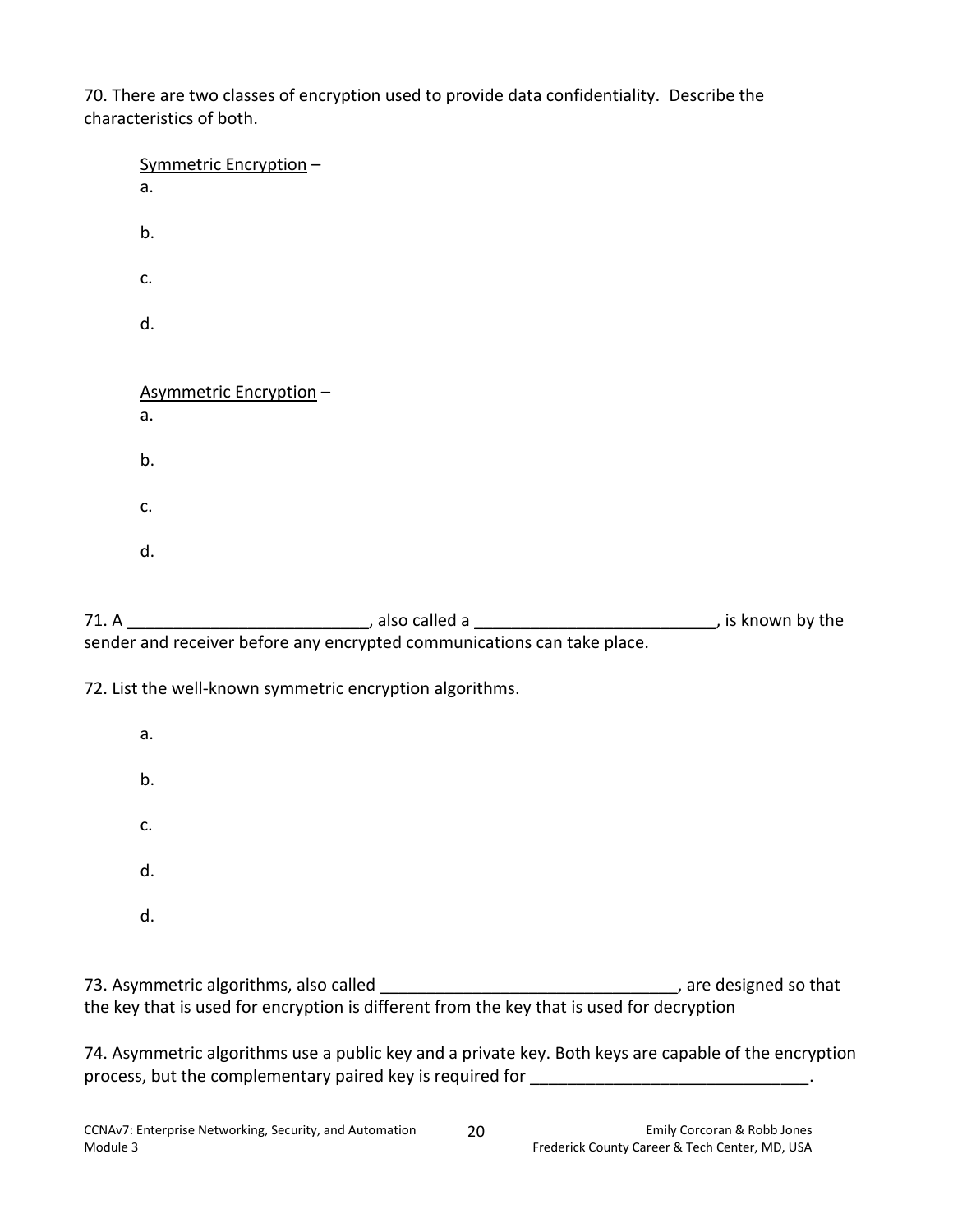70. There are two classes of encryption used to provide data confidentiality. Describe the characteristics of both.

Symmetric Encryption –

a.

b.

c.

d.

Asymmetric Encryption –

a.

b.

c.

d.

71. A _________________________, also called a _________________________, is known by the sender and receiver before any encrypted communications can take place.

72. List the well-known symmetric encryption algorithms.

a.

b.

c.

d.

d.

73. Asymmetric algorithms, also called _______________________________, are designed so that the key that is used for encryption is different from the key that is used for decryption

74. Asymmetric algorithms use a public key and a private key. Both keys are capable of the encryption process, but the complementary paired key is required for _____________________________.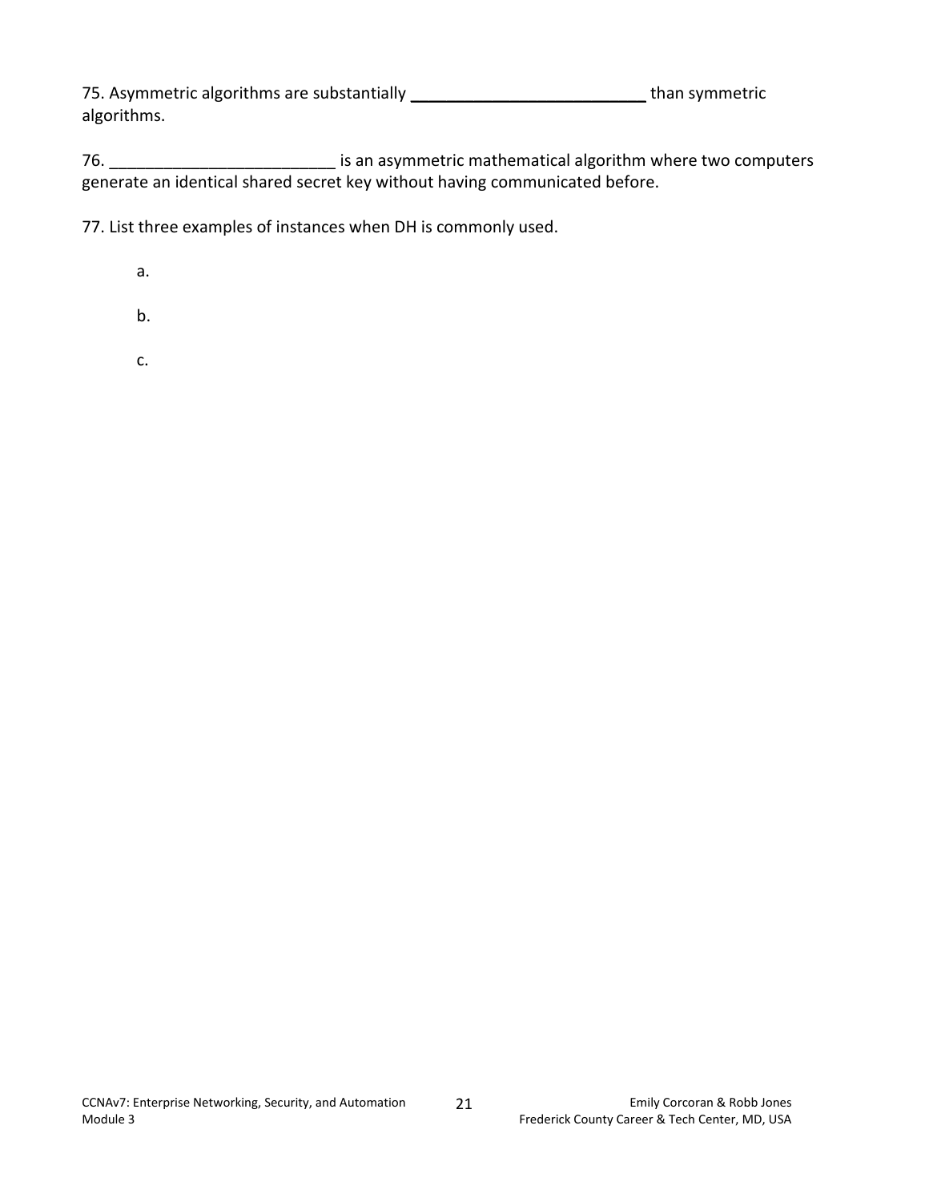75. Asymmetric algorithms are substantially ________________________ than symmetric algorithms.

76. ________________________ is an asymmetric mathematical algorithm where two computers generate an identical shared secret key without having communicated before.

77. List three examples of instances when DH is commonly used.

a.

b.

c.